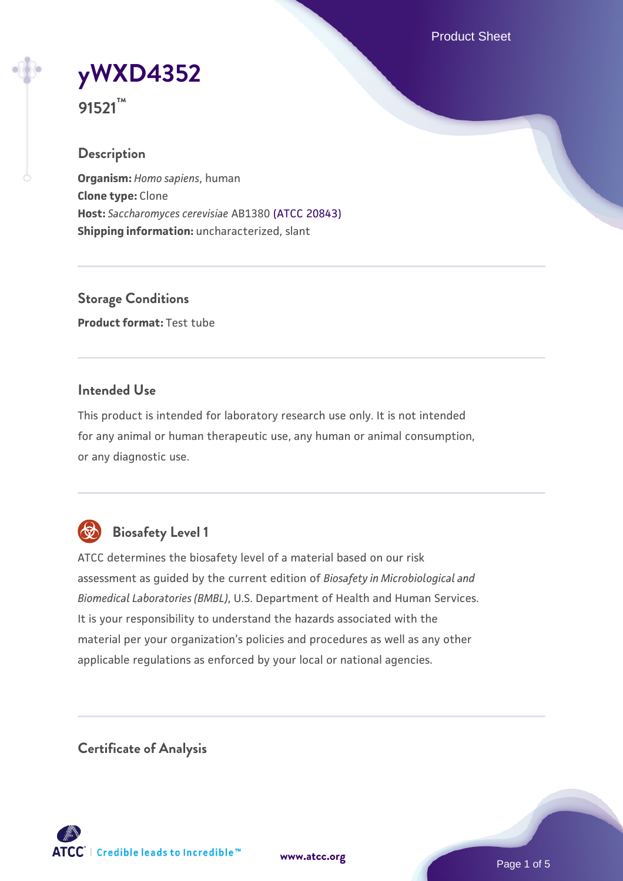# yWXD4352

**91521™**

## Description

**Organism:** *Homo sapiens*, human
**Clone type:** Clone
**Host:** *Saccharomyces cerevisiae* AB1380 (ATCC 20843)
**Shipping information:** uncharacterized, slant

## Storage Conditions

**Product format:** Test tube

## Intended Use

This product is intended for laboratory research use only. It is not intended for any animal or human therapeutic use, any human or animal consumption, or any diagnostic use.

## Biosafety Level 1

ATCC determines the biosafety level of a material based on our risk assessment as guided by the current edition of *Biosafety in Microbiological and Biomedical Laboratories (BMBL)*, U.S. Department of Health and Human Services. It is your responsibility to understand the hazards associated with the material per your organization's policies and procedures as well as any other applicable regulations as enforced by your local or national agencies.

## Certificate of Analysis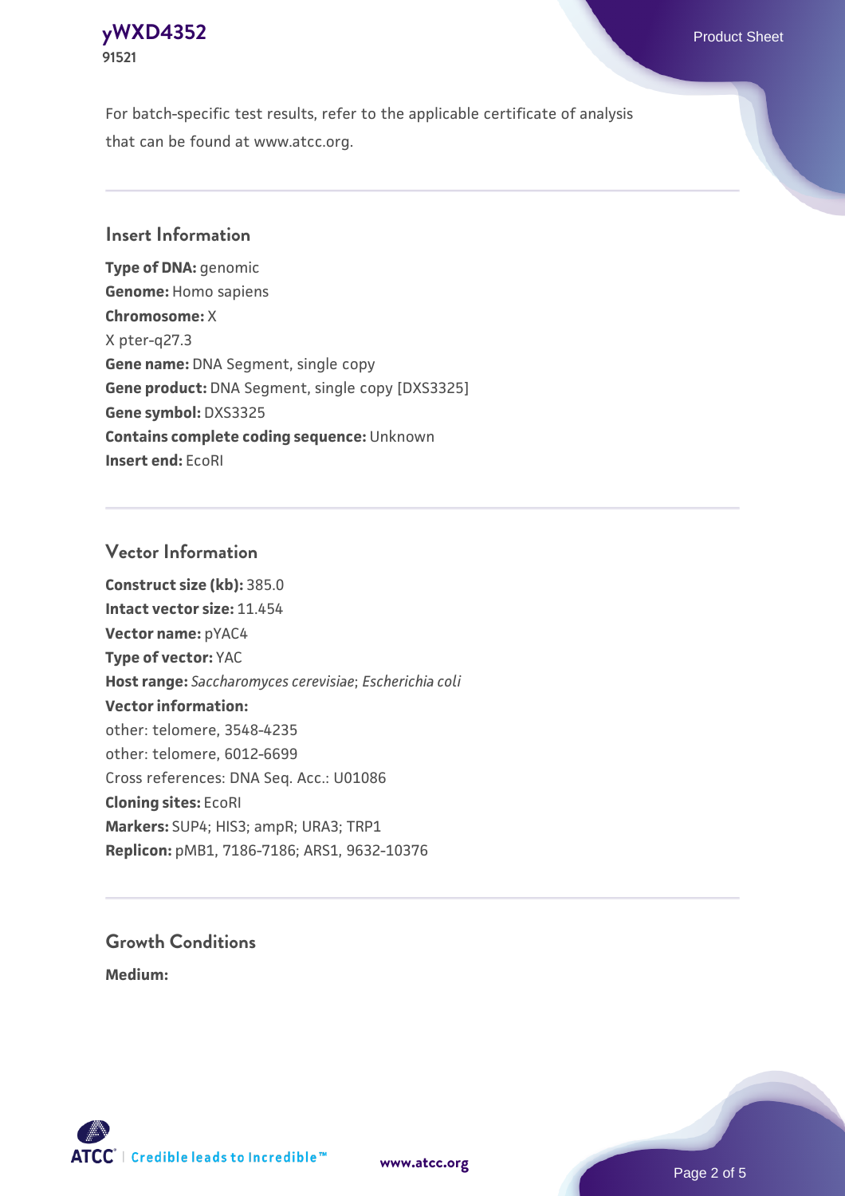For batch-specific test results, refer to the applicable certificate of analysis that can be found at www.atcc.org.

## Insert Information

**Type of DNA:** genomic
**Genome:** Homo sapiens
**Chromosome:** X
X pter-q27.3
**Gene name:** DNA Segment, single copy
**Gene product:** DNA Segment, single copy [DXS3325]
**Gene symbol:** DXS3325
**Contains complete coding sequence:** Unknown
**Insert end:** EcoRI

## Vector Information

**Construct size (kb):** 385.0
**Intact vector size:** 11.454
**Vector name:** pYAC4
**Type of vector:** YAC
**Host range:** *Saccharomyces cerevisiae*; *Escherichia coli*
**Vector information:**
other: telomere, 3548-4235
other: telomere, 6012-6699
Cross references: DNA Seq. Acc.: U01086
**Cloning sites:** EcoRI
**Markers:** SUP4; HIS3; ampR; URA3; TRP1
**Replicon:** pMB1, 7186-7186; ARS1, 9632-10376

## Growth Conditions

**Medium:**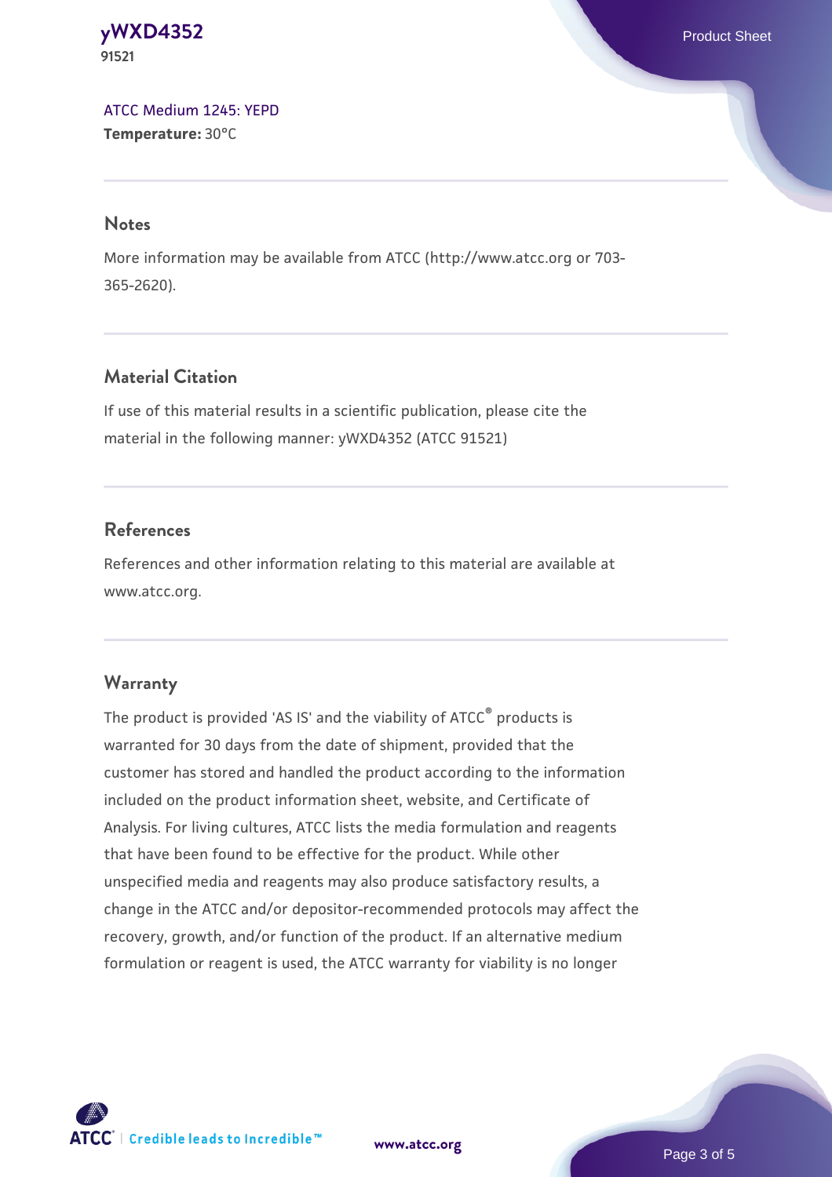ATCC Medium 1245: YEPD
**Temperature:** 30°C

## Notes

More information may be available from ATCC (http://www.atcc.org or 703-365-2620).

## Material Citation

If use of this material results in a scientific publication, please cite the material in the following manner: yWXD4352 (ATCC 91521)

## References

References and other information relating to this material are available at www.atcc.org.

## Warranty

The product is provided 'AS IS' and the viability of ATCC® products is warranted for 30 days from the date of shipment, provided that the customer has stored and handled the product according to the information included on the product information sheet, website, and Certificate of Analysis. For living cultures, ATCC lists the media formulation and reagents that have been found to be effective for the product. While other unspecified media and reagents may also produce satisfactory results, a change in the ATCC and/or depositor-recommended protocols may affect the recovery, growth, and/or function of the product. If an alternative medium formulation or reagent is used, the ATCC warranty for viability is no longer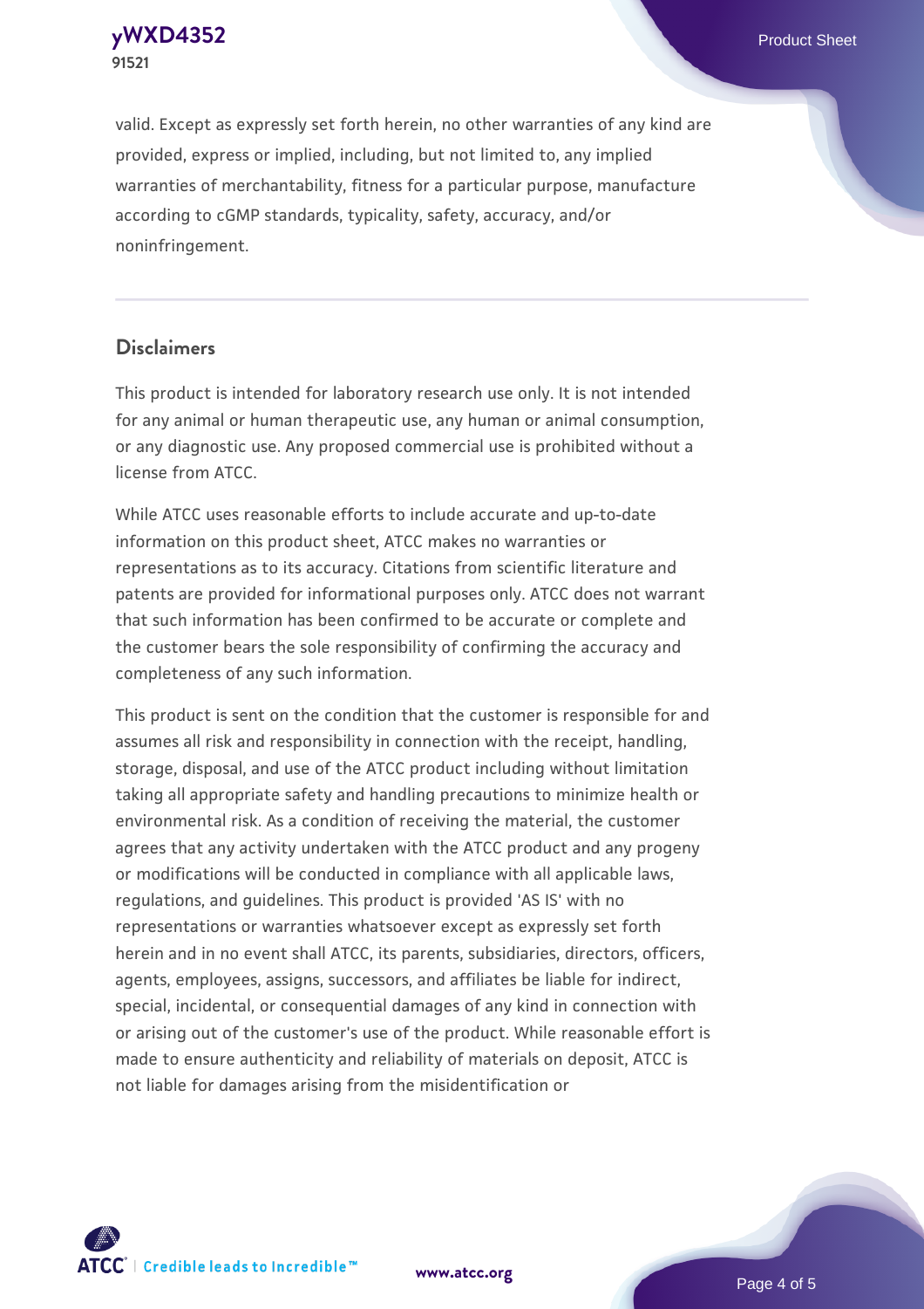valid. Except as expressly set forth herein, no other warranties of any kind are provided, express or implied, including, but not limited to, any implied warranties of merchantability, fitness for a particular purpose, manufacture according to cGMP standards, typicality, safety, accuracy, and/or noninfringement.

## Disclaimers

This product is intended for laboratory research use only. It is not intended for any animal or human therapeutic use, any human or animal consumption, or any diagnostic use. Any proposed commercial use is prohibited without a license from ATCC.

While ATCC uses reasonable efforts to include accurate and up-to-date information on this product sheet, ATCC makes no warranties or representations as to its accuracy. Citations from scientific literature and patents are provided for informational purposes only. ATCC does not warrant that such information has been confirmed to be accurate or complete and the customer bears the sole responsibility of confirming the accuracy and completeness of any such information.

This product is sent on the condition that the customer is responsible for and assumes all risk and responsibility in connection with the receipt, handling, storage, disposal, and use of the ATCC product including without limitation taking all appropriate safety and handling precautions to minimize health or environmental risk. As a condition of receiving the material, the customer agrees that any activity undertaken with the ATCC product and any progeny or modifications will be conducted in compliance with all applicable laws, regulations, and guidelines. This product is provided 'AS IS' with no representations or warranties whatsoever except as expressly set forth herein and in no event shall ATCC, its parents, subsidiaries, directors, officers, agents, employees, assigns, successors, and affiliates be liable for indirect, special, incidental, or consequential damages of any kind in connection with or arising out of the customer's use of the product. While reasonable effort is made to ensure authenticity and reliability of materials on deposit, ATCC is not liable for damages arising from the misidentification or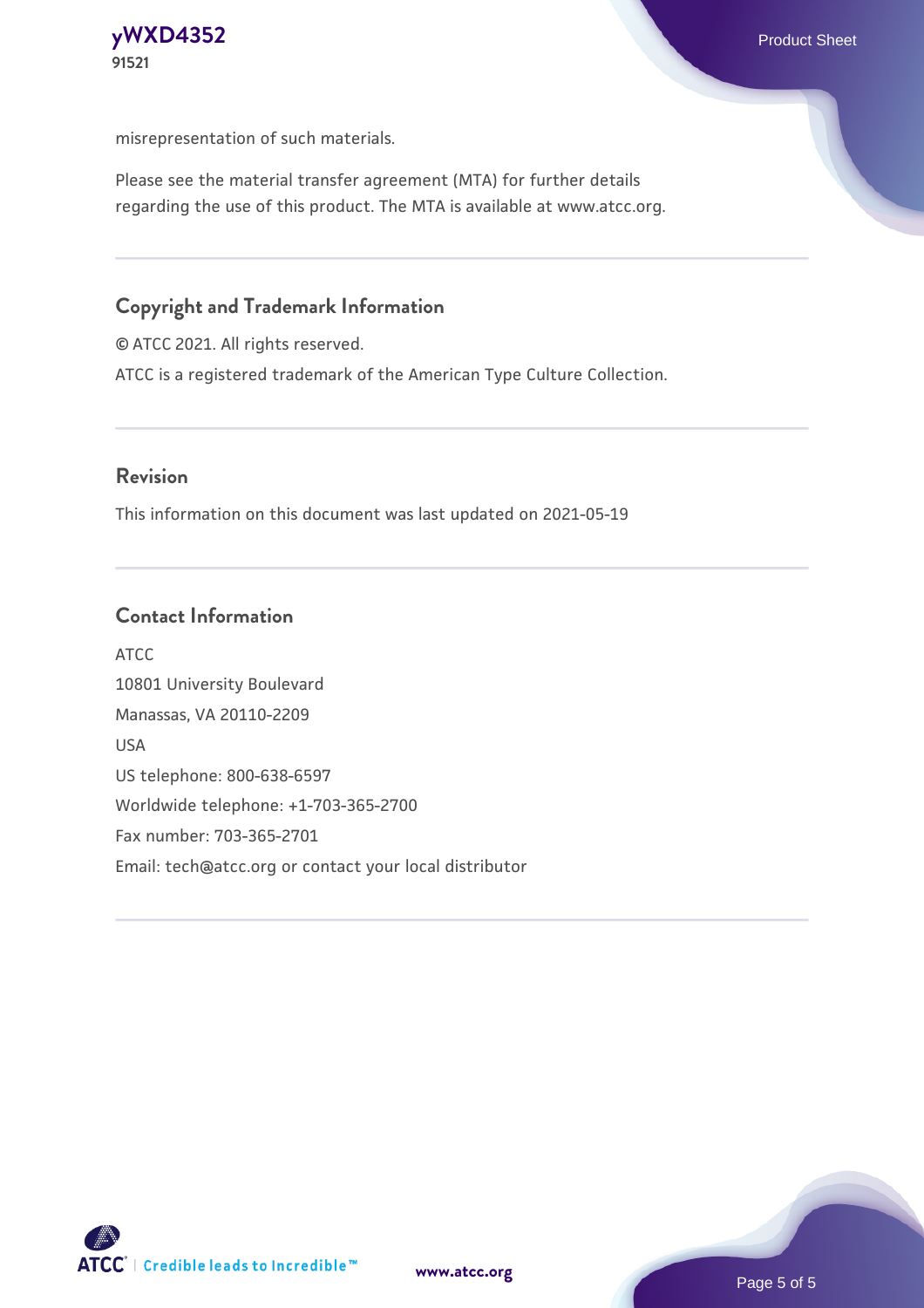misrepresentation of such materials.

Please see the material transfer agreement (MTA) for further details regarding the use of this product. The MTA is available at www.atcc.org.

## Copyright and Trademark Information

© ATCC 2021. All rights reserved.

ATCC is a registered trademark of the American Type Culture Collection.

## Revision

This information on this document was last updated on 2021-05-19

## Contact Information

ATCC
10801 University Boulevard
Manassas, VA 20110-2209
USA
US telephone: 800-638-6597
Worldwide telephone: +1-703-365-2700
Fax number: 703-365-2701
Email: tech@atcc.org or contact your local distributor